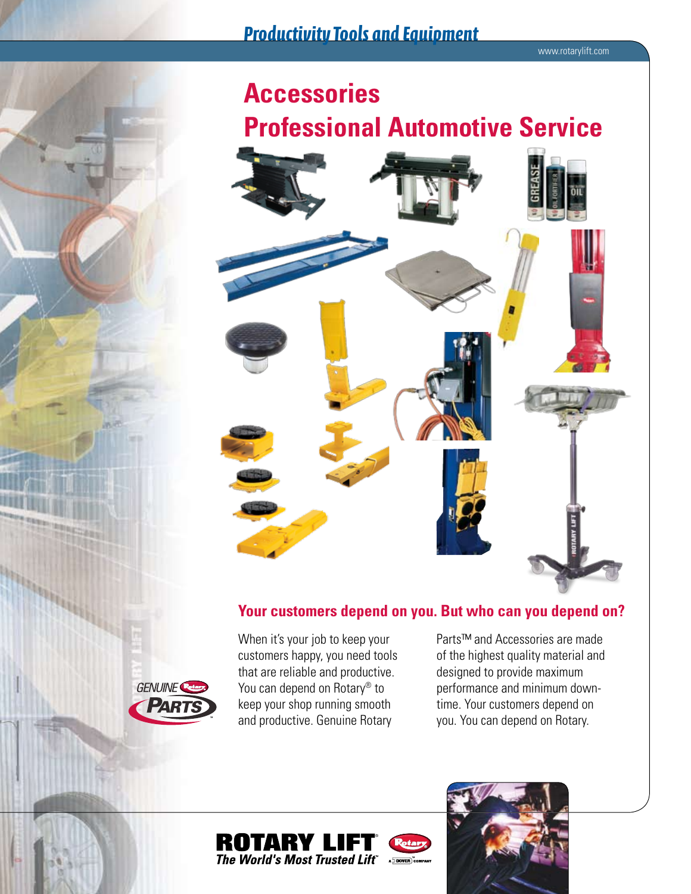# Productivity Tools and Equipment

www.rotarylift.com

# Accessories

# Professional Automotive Service

## Your customers depend on you. But who can you depend on?

When it's your job to keep your customers happy, you need tools that are reliable and productive. You can depend on Rotary® to keep your shop running smooth and productive. Genuine Rotary Parts™ and Accessories are made of the highest quality material and designed to provide maximum performance and minimum down-time. Your customers depend on you. You can depend on Rotary.

GENUINE Rotary PARTS

**ROTARY LIFT®**
*The World's Most Trusted Lift℠*

A DOVER COMPANY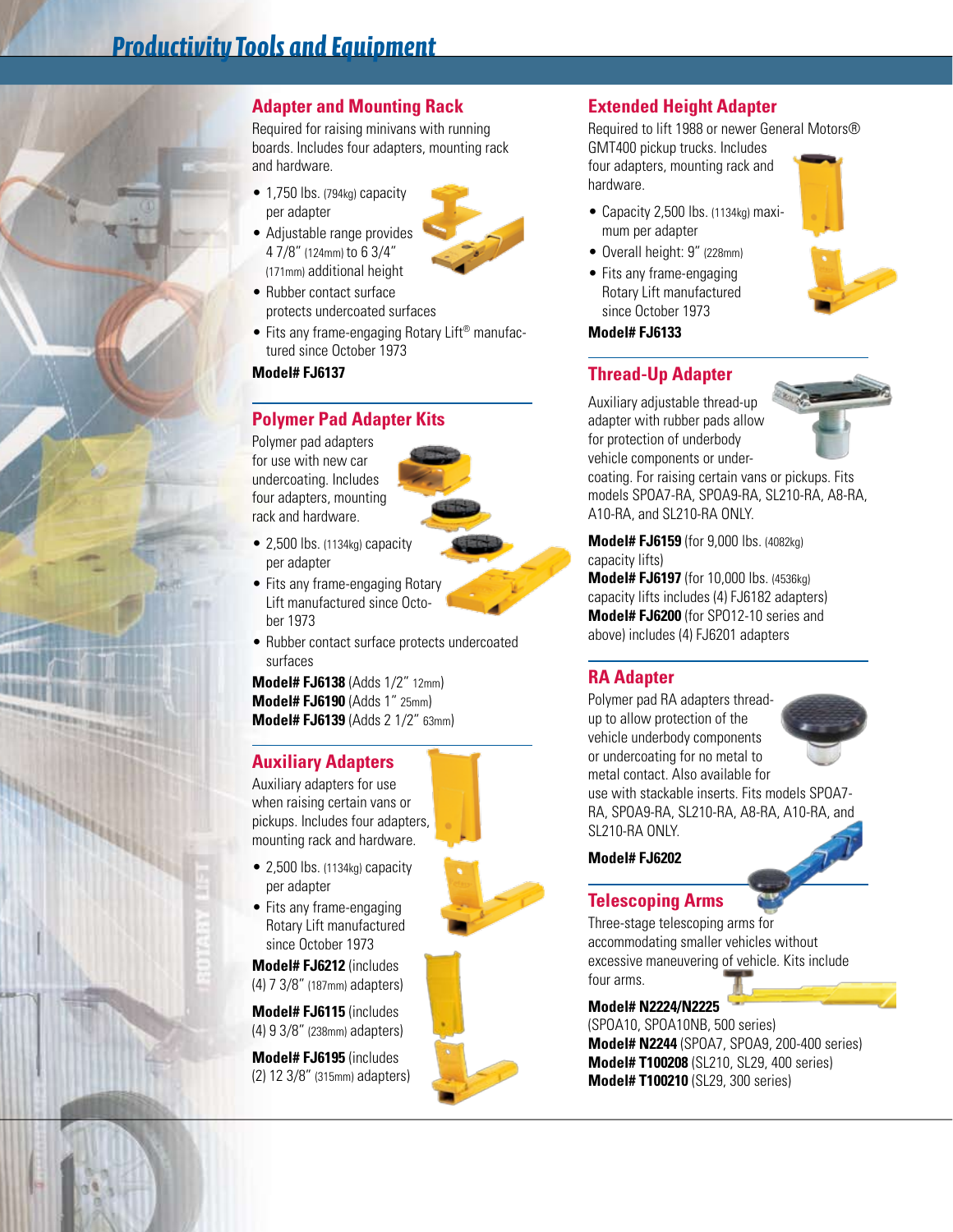# Productivity Tools and Equipment

## Adapter and Mounting Rack

Required for raising minivans with running boards. Includes four adapters, mounting rack and hardware.

- 1,750 lbs. (794kg) capacity per adapter
- Adjustable range provides 4 7/8" (124mm) to 6 3/4" (171mm) additional height
- Rubber contact surface protects undercoated surfaces
- Fits any frame-engaging Rotary Lift® manufactured since October 1973

**Model# FJ6137**

## Polymer Pad Adapter Kits

Polymer pad adapters for use with new car undercoating. Includes four adapters, mounting rack and hardware.

- 2,500 lbs. (1134kg) capacity per adapter
- Fits any frame-engaging Rotary Lift manufactured since October 1973
- Rubber contact surface protects undercoated surfaces

**Model# FJ6138** (Adds 1/2" 12mm)
**Model# FJ6190** (Adds 1" 25mm)
**Model# FJ6139** (Adds 2 1/2" 63mm)

## Auxiliary Adapters

Auxiliary adapters for use when raising certain vans or pickups. Includes four adapters, mounting rack and hardware.

- 2,500 lbs. (1134kg) capacity per adapter
- Fits any frame-engaging Rotary Lift manufactured since October 1973

**Model# FJ6212** (includes (4) 7 3/8" (187mm) adapters)

**Model# FJ6115** (includes (4) 9 3/8" (238mm) adapters)

**Model# FJ6195** (includes (2) 12 3/8" (315mm) adapters)

## Extended Height Adapter

Required to lift 1988 or newer General Motors® GMT400 pickup trucks. Includes four adapters, mounting rack and hardware.

- Capacity 2,500 lbs. (1134kg) maximum per adapter
- Overall height: 9" (228mm)
- Fits any frame-engaging Rotary Lift manufactured since October 1973

**Model# FJ6133**

## Thread-Up Adapter

Auxiliary adjustable thread-up adapter with rubber pads allow for protection of underbody vehicle components or undercoating. For raising certain vans or pickups. Fits models SPOA7-RA, SPOA9-RA, SL210-RA, A8-RA, A10-RA, and SL210-RA ONLY.

**Model# FJ6159** (for 9,000 lbs. (4082kg) capacity lifts)
**Model# FJ6197** (for 10,000 lbs. (4536kg) capacity lifts includes (4) FJ6182 adapters)
**Model# FJ6200** (for SPO12-10 series and above) includes (4) FJ6201 adapters

## RA Adapter

Polymer pad RA adapters thread-up to allow protection of the vehicle underbody components or undercoating for no metal to metal contact. Also available for use with stackable inserts. Fits models SPOA7-RA, SPOA9-RA, SL210-RA, A8-RA, A10-RA, and SL210-RA ONLY.

**Model# FJ6202**

## Telescoping Arms

Three-stage telescoping arms for accommodating smaller vehicles without excessive maneuvering of vehicle. Kits include four arms.

**Model# N2224/N2225** (SPOA10, SPOA10NB, 500 series)
**Model# N2244** (SPOA7, SPOA9, 200-400 series)
**Model# T100208** (SL210, SL29, 400 series)
**Model# T100210** (SL29, 300 series)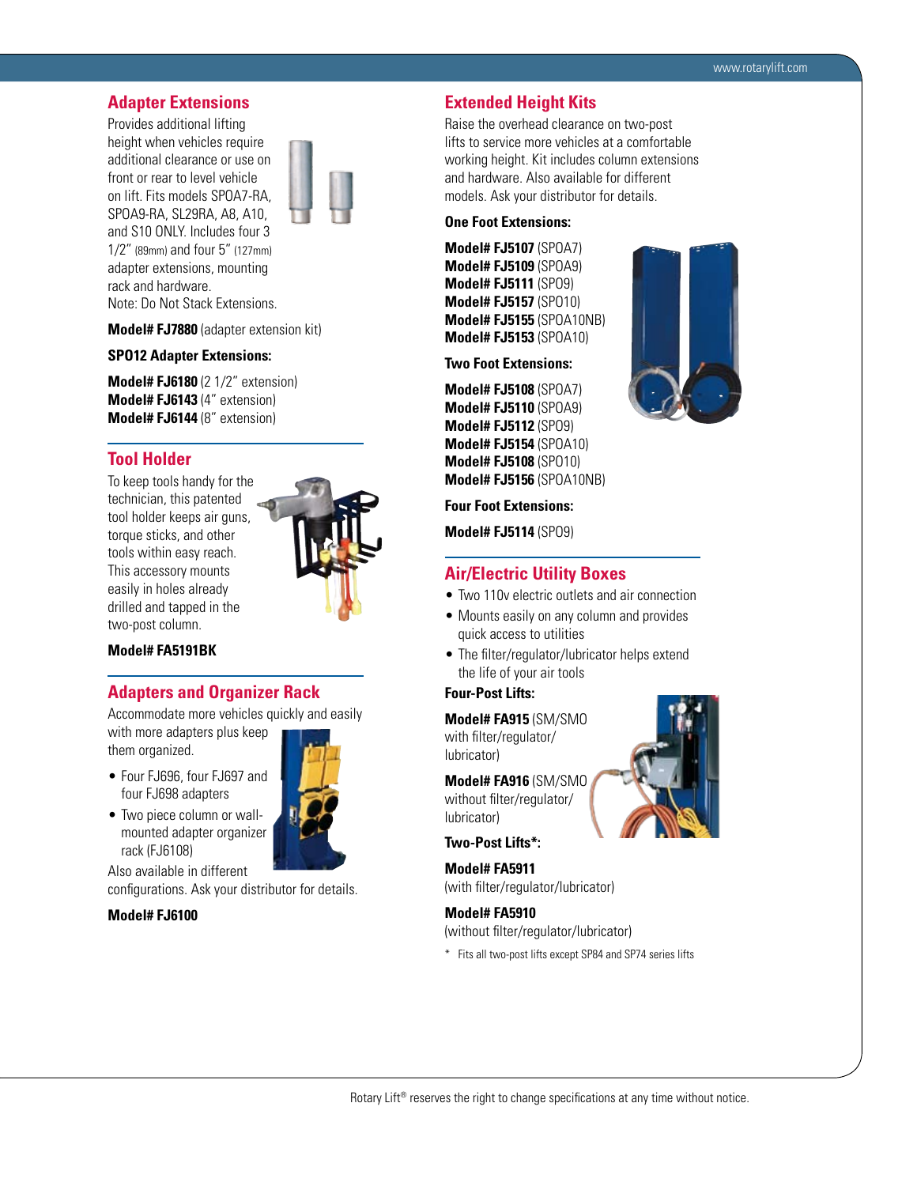## Adapter Extensions

Provides additional lifting height when vehicles require additional clearance or use on front or rear to level vehicle on lift. Fits models SPOA7-RA, SPOA9-RA, SL29RA, A8, A10, and S10 ONLY. Includes four 3 1/2" (89mm) and four 5" (127mm) adapter extensions, mounting rack and hardware.
Note: Do Not Stack Extensions.

**Model# FJ7880** (adapter extension kit)

**SPO12 Adapter Extensions:**

**Model# FJ6180** (2 1/2" extension)
**Model# FJ6143** (4" extension)
**Model# FJ6144** (8" extension)

## Tool Holder

To keep tools handy for the technician, this patented tool holder keeps air guns, torque sticks, and other tools within easy reach. This accessory mounts easily in holes already drilled and tapped in the two-post column.

**Model# FA5191BK**

## Adapters and Organizer Rack

Accommodate more vehicles quickly and easily with more adapters plus keep them organized.

- Four FJ696, four FJ697 and four FJ698 adapters
- Two piece column or wall-mounted adapter organizer rack (FJ6108)

Also available in different configurations. Ask your distributor for details.

**Model# FJ6100**

## Extended Height Kits

Raise the overhead clearance on two-post lifts to service more vehicles at a comfortable working height. Kit includes column extensions and hardware. Also available for different models. Ask your distributor for details.

**One Foot Extensions:**

**Model# FJ5107** (SPOA7)
**Model# FJ5109** (SPOA9)
**Model# FJ5111** (SPO9)
**Model# FJ5157** (SPO10)
**Model# FJ5155** (SPOA10NB)
**Model# FJ5153** (SPOA10)

**Two Foot Extensions:**

**Model# FJ5108** (SPOA7)
**Model# FJ5110** (SPOA9)
**Model# FJ5112** (SPO9)
**Model# FJ5154** (SPOA10)
**Model# FJ5108** (SPO10)
**Model# FJ5156** (SPOA10NB)

**Four Foot Extensions:**

**Model# FJ5114** (SPO9)

## Air/Electric Utility Boxes

- Two 110v electric outlets and air connection
- Mounts easily on any column and provides quick access to utilities
- The filter/regulator/lubricator helps extend the life of your air tools

**Four-Post Lifts:**

**Model# FA915** (SM/SMO with filter/regulator/lubricator)

**Model# FA916** (SM/SMO without filter/regulator/lubricator)

**Two-Post Lifts*:**

**Model# FA5911**
(with filter/regulator/lubricator)

**Model# FA5910**
(without filter/regulator/lubricator)

\* Fits all two-post lifts except SP84 and SP74 series lifts

Rotary Lift® reserves the right to change specifications at any time without notice.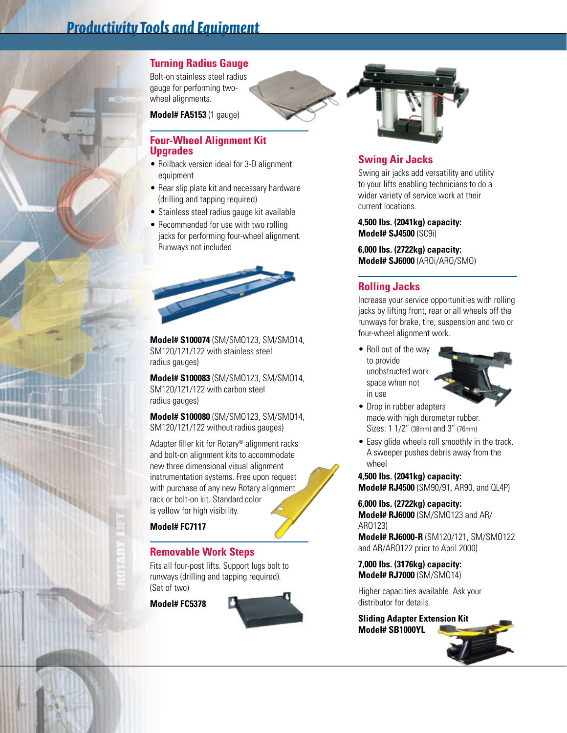# Productivity Tools and Equipment

## Turning Radius Gauge

Bolt-on stainless steel radius gauge for performing two-wheel alignments.

**Model# FA5153** (1 gauge)

## Four-Wheel Alignment Kit Upgrades

- Rollback version ideal for 3-D alignment equipment
- Rear slip plate kit and necessary hardware (drilling and tapping required)
- Stainless steel radius gauge kit available
- Recommended for use with two rolling jacks for performing four-wheel alignment. Runways not included

**Model# S100074** (SM/SMO123, SM/SMO14, SM120/121/122 with stainless steel radius gauges)

**Model# S100083** (SM/SMO123, SM/SMO14, SM120/121/122 with carbon steel radius gauges)

**Model# S100080** (SM/SMO123, SM/SMO14, SM120/121/122 without radius gauges)

Adapter filler kit for Rotary® alignment racks and bolt-on alignment kits to accommodate new three dimensional visual alignment instrumentation systems. Free upon request with purchase of any new Rotary alignment rack or bolt-on kit. Standard color is yellow for high visibility.

**Model# FC7117**

## Removable Work Steps

Fits all four-post lifts. Support lugs bolt to runways (drilling and tapping required). (Set of two)

**Model# FC5378**

## Swing Air Jacks

Swing air jacks add versatility and utility to your lifts enabling technicians to do a wider variety of service work at their current locations.

**4,500 lbs. (2041kg) capacity:**
**Model# SJ4500** (SC9i)

**6,000 lbs. (2722kg) capacity:**
**Model# SJ6000** (AROi/ARO/SMO)

## Rolling Jacks

Increase your service opportunities with rolling jacks by lifting front, rear or all wheels off the runways for brake, tire, suspension and two or four-wheel alignment work.

- Roll out of the way to provide unobstructed work space when not in use
- Drop in rubber adapters made with high durometer rubber. Sizes: 1 1/2" (38mm) and 3" (76mm)
- Easy glide wheels roll smoothly in the track. A sweeper pushes debris away from the wheel

**4,500 lbs. (2041kg) capacity:**
**Model# RJ4500** (SM90/91, AR90, and QL4P)

**6,000 lbs. (2722kg) capacity:**
**Model# RJ6000** (SM/SMO123 and AR/ARO123)
**Model# RJ6000-R** (SM120/121, SM/SMO122 and AR/ARO122 prior to April 2000)

**7,000 lbs. (3176kg) capacity:**
**Model# RJ7000** (SM/SMO14)

Higher capacities available. Ask your distributor for details.

**Sliding Adapter Extension Kit**
**Model# SB1000YL**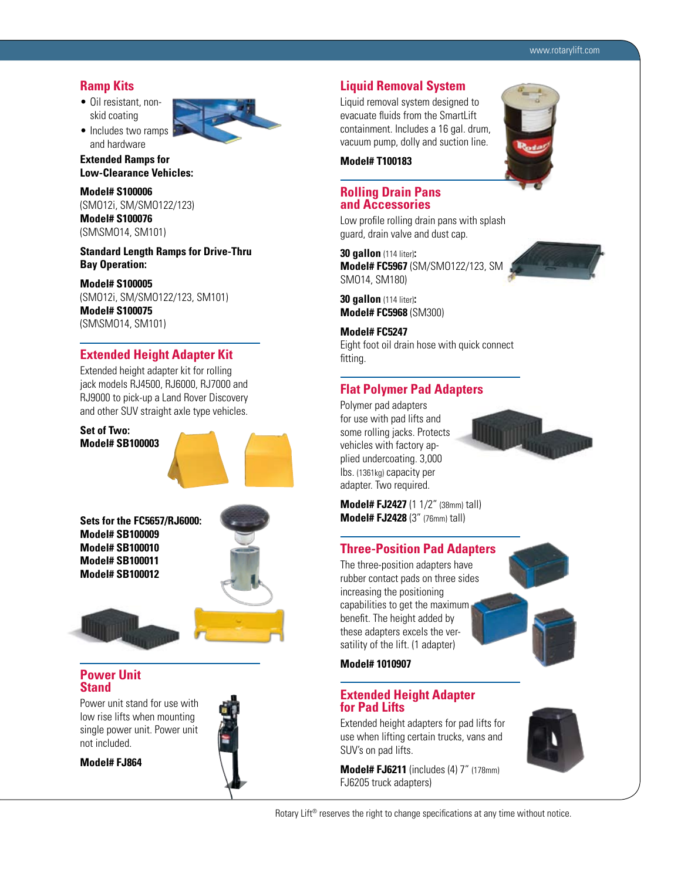## Ramp Kits

- Oil resistant, non-skid coating
- Includes two ramps and hardware

**Extended Ramps for Low-Clearance Vehicles:**

**Model# S100006**
(SMO12i, SM/SMO122/123)
**Model# S100076**
(SM\SMO14, SM101)

**Standard Length Ramps for Drive-Thru Bay Operation:**

**Model# S100005**
(SMO12i, SM/SMO122/123, SM101)
**Model# S100075**
(SM\SMO14, SM101)

## Extended Height Adapter Kit

Extended height adapter kit for rolling jack models RJ4500, RJ6000, RJ7000 and RJ9000 to pick-up a Land Rover Discovery and other SUV straight axle type vehicles.

**Set of Two:**
**Model# SB100003**

**Sets for the FC5657/RJ6000:**
**Model# SB100009**
**Model# SB100010**
**Model# SB100011**
**Model# SB100012**

## Power Unit Stand

Power unit stand for use with low rise lifts when mounting single power unit. Power unit not included.

**Model# FJ864**

## Liquid Removal System

Liquid removal system designed to evacuate fluids from the SmartLift containment. Includes a 16 gal. drum, vacuum pump, dolly and suction line.

**Model# T100183**

## Rolling Drain Pans and Accessories

Low profile rolling drain pans with splash guard, drain valve and dust cap.

**30 gallon** (114 liter)**:**
**Model# FC5967** (SM/SMO122/123, SM SMO14, SM180)

**30 gallon** (114 liter)**:**
**Model# FC5968** (SM300)

**Model# FC5247**
Eight foot oil drain hose with quick connect fitting.

## Flat Polymer Pad Adapters

Polymer pad adapters for use with pad lifts and some rolling jacks. Protects vehicles with factory applied undercoating. 3,000 lbs. (1361kg) capacity per adapter. Two required.

**Model# FJ2427** (1 1/2" (38mm) tall)
**Model# FJ2428** (3" (76mm) tall)

## Three-Position Pad Adapters

The three-position adapters have rubber contact pads on three sides increasing the positioning capabilities to get the maximum benefit. The height added by these adapters excels the versatility of the lift. (1 adapter)

**Model# 1010907**

## Extended Height Adapter for Pad Lifts

Extended height adapters for pad lifts for use when lifting certain trucks, vans and SUV's on pad lifts.

**Model# FJ6211** (includes (4) 7" (178mm) FJ6205 truck adapters)

Rotary Lift® reserves the right to change specifications at any time without notice.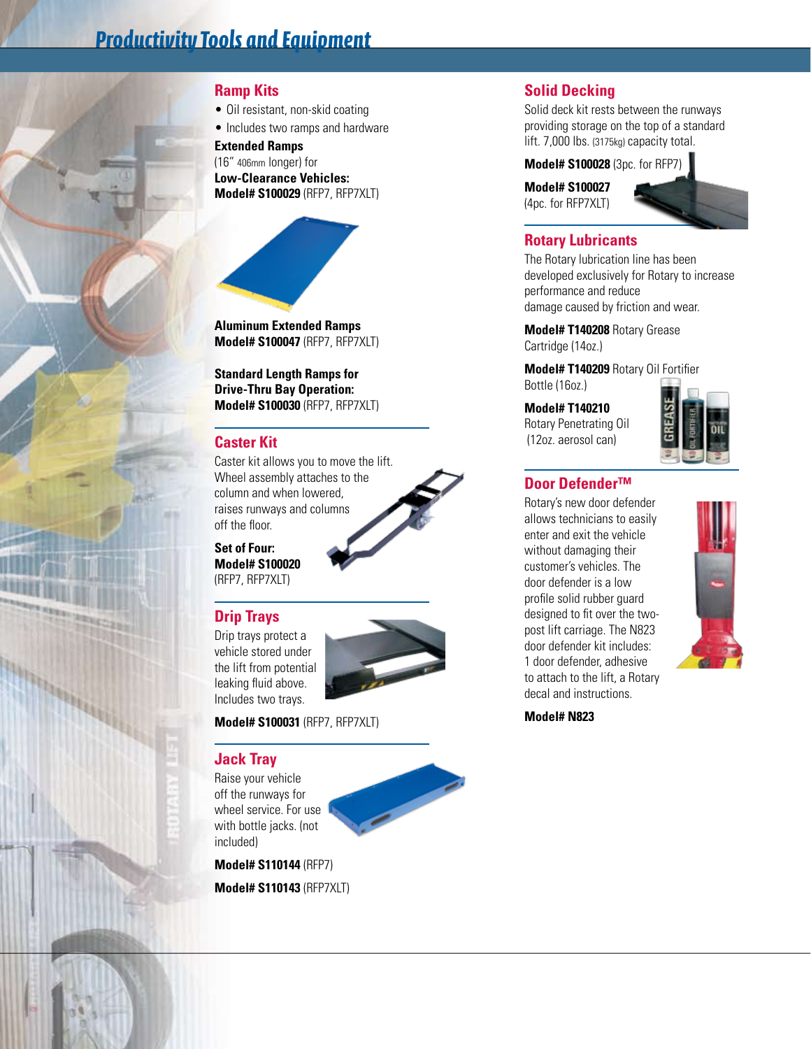# Productivity Tools and Equipment

## Ramp Kits

- Oil resistant, non-skid coating
- Includes two ramps and hardware

**Extended Ramps**
(16" 406mm longer) for
**Low-Clearance Vehicles:**
**Model# S100029** (RFP7, RFP7XLT)

**Aluminum Extended Ramps**
**Model# S100047** (RFP7, RFP7XLT)

**Standard Length Ramps for Drive-Thru Bay Operation:**
**Model# S100030** (RFP7, RFP7XLT)

## Caster Kit

Caster kit allows you to move the lift. Wheel assembly attaches to the column and when lowered, raises runways and columns off the floor.

**Set of Four:**
**Model# S100020**
(RFP7, RFP7XLT)

## Drip Trays

Drip trays protect a vehicle stored under the lift from potential leaking fluid above. Includes two trays.

**Model# S100031** (RFP7, RFP7XLT)

## Jack Tray

Raise your vehicle off the runways for wheel service. For use with bottle jacks. (not included)

**Model# S110144** (RFP7)

**Model# S110143** (RFP7XLT)

## Solid Decking

Solid deck kit rests between the runways providing storage on the top of a standard lift. 7,000 lbs. (3175kg) capacity total.

**Model# S100028** (3pc. for RFP7)

**Model# S100027**
(4pc. for RFP7XLT)

## Rotary Lubricants

The Rotary lubrication line has been developed exclusively for Rotary to increase performance and reduce damage caused by friction and wear.

**Model# T140208** Rotary Grease Cartridge (14oz.)

**Model# T140209** Rotary Oil Fortifier Bottle (16oz.)

**Model# T140210**
Rotary Penetrating Oil
(12oz. aerosol can)

## Door Defender™

Rotary's new door defender allows technicians to easily enter and exit the vehicle without damaging their customer's vehicles. The door defender is a low profile solid rubber guard designed to fit over the two-post lift carriage. The N823 door defender kit includes: 1 door defender, adhesive to attach to the lift, a Rotary decal and instructions.

**Model# N823**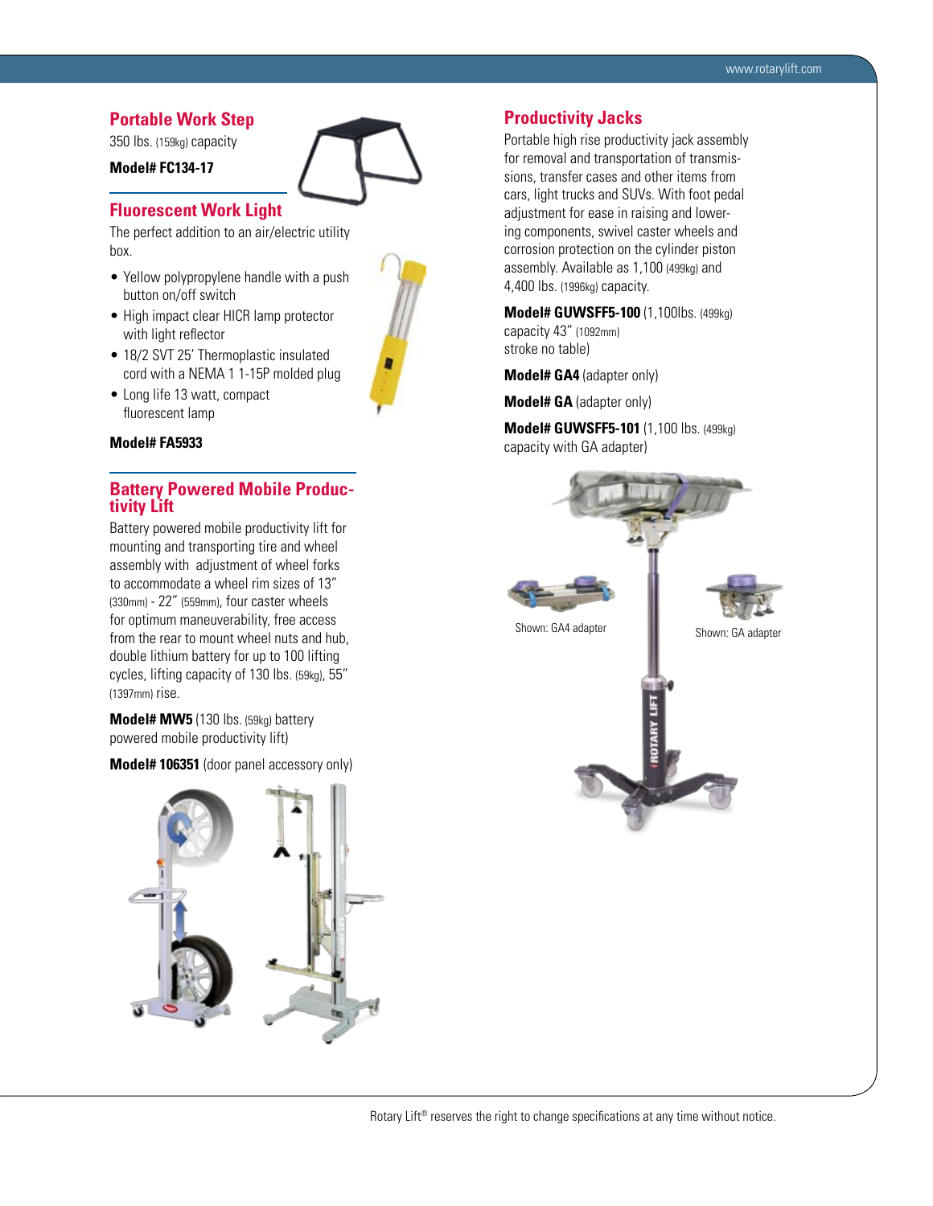## Portable Work Step

350 lbs. (159kg) capacity

**Model# FC134-17**

## Fluorescent Work Light

The perfect addition to an air/electric utility box.

- Yellow polypropylene handle with a push button on/off switch
- High impact clear HICR lamp protector with light reflector
- 18/2 SVT 25' Thermoplastic insulated cord with a NEMA 1 1-15P molded plug
- Long life 13 watt, compact fluorescent lamp

**Model# FA5933**

## Battery Powered Mobile Productivity Lift

Battery powered mobile productivity lift for mounting and transporting tire and wheel assembly with adjustment of wheel forks to accommodate a wheel rim sizes of 13" (330mm) - 22" (559mm), four caster wheels for optimum maneuverability, free access from the rear to mount wheel nuts and hub, double lithium battery for up to 100 lifting cycles, lifting capacity of 130 lbs. (59kg), 55" (1397mm) rise.

**Model# MW5** (130 lbs. (59kg) battery powered mobile productivity lift)

**Model# 106351** (door panel accessory only)

## Productivity Jacks

Portable high rise productivity jack assembly for removal and transportation of transmissions, transfer cases and other items from cars, light trucks and SUVs. With foot pedal adjustment for ease in raising and lowering components, swivel caster wheels and corrosion protection on the cylinder piston assembly. Available as 1,100 (499kg) and 4,400 lbs. (1996kg) capacity.

**Model# GUWSFF5-100** (1,100lbs. (499kg) capacity 43" (1092mm) stroke no table)

**Model# GA4** (adapter only)

**Model# GA** (adapter only)

**Model# GUWSFF5-101** (1,100 lbs. (499kg) capacity with GA adapter)

Shown: GA4 adapter

Shown: GA adapter

Rotary Lift® reserves the right to change specifications at any time without notice.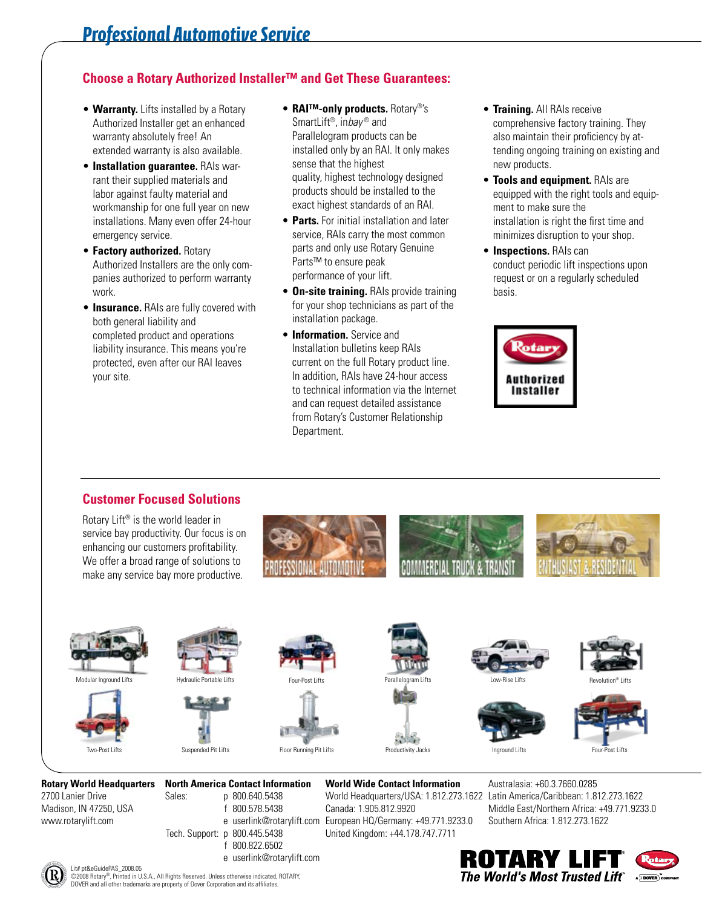# Professional Automotive Service

## Choose a Rotary Authorized Installer™ and Get These Guarantees:

- **Warranty.** Lifts installed by a Rotary Authorized Installer get an enhanced warranty absolutely free! An extended warranty is also available.
- **Installation guarantee.** RAIs warrant their supplied materials and labor against faulty material and workmanship for one full year on new installations. Many even offer 24-hour emergency service.
- **Factory authorized.** Rotary Authorized Installers are the only companies authorized to perform warranty work.
- **Insurance.** RAIs are fully covered with both general liability and completed product and operations liability insurance. This means you're protected, even after our RAI leaves your site.
- **RAI™-only products.** Rotary®'s SmartLift®, in*bay*® and Parallelogram products can be installed only by an RAI. It only makes sense that the highest quality, highest technology designed products should be installed to the exact highest standards of an RAI.
- **Parts.** For initial installation and later service, RAIs carry the most common parts and only use Rotary Genuine Parts™ to ensure peak performance of your lift.
- **On-site training.** RAIs provide training for your shop technicians as part of the installation package.
- **Information.** Service and Installation bulletins keep RAIs current on the full Rotary product line. In addition, RAIs have 24-hour access to technical information via the Internet and can request detailed assistance from Rotary's Customer Relationship Department.
- **Training.** All RAIs receive comprehensive factory training. They also maintain their proficiency by attending ongoing training on existing and new products.
- **Tools and equipment.** RAIs are equipped with the right tools and equipment to make sure the installation is right the first time and minimizes disruption to your shop.
- **Inspections.** RAIs can conduct periodic lift inspections upon request or on a regularly scheduled basis.

Rotary Authorized Installer

## Customer Focused Solutions

Rotary Lift® is the world leader in service bay productivity. Our focus is on enhancing our customers profitability. We offer a broad range of solutions to make any service bay more productive.

PROFESSIONAL AUTOMOTIVE

COMMERCIAL TRUCK & TRANSIT

ENTHUSIAST & RESIDENTIAL

Modular Inground Lifts

Hydraulic Portable Lifts

Four-Post Lifts

Parallelogram Lifts

Low-Rise Lifts

Revolution® Lifts

Two-Post Lifts

Suspended Pit Lifts

Floor Running Pit Lifts

Productivity Jacks

Inground Lifts

Four-Post Lifts

**Rotary World Headquarters**
2700 Lanier Drive
Madison, IN 47250, USA
www.rotarylift.com

**North America Contact Information**
Sales: p 800.640.5438
f 800.578.5438
e userlink@rotarylift.com
Tech. Support: p 800.445.5438
f 800.822.6502
e userlink@rotarylift.com

**World Wide Contact Information**
World Headquarters/USA: 1.812.273.1622
Canada: 1.905.812.9920
European HQ/Germany: +49.771.9233.0
United Kingdom: +44.178.747.7711
Australasia: +60.3.7660.0285
Latin America/Caribbean: 1.812.273.1622
Middle East/Northern Africa: +49.771.9233.0
Southern Africa: 1.812.273.1622

Lit# pt&eGuidePAS_2008.05
©2008 Rotary®, Printed in U.S.A., All Rights Reserved. Unless otherwise indicated, ROTARY, DOVER and all other trademarks are property of Dover Corporation and its affiliates.

**ROTARY LIFT®**
*The World's Most Trusted Lift™*
A DOVER COMPANY